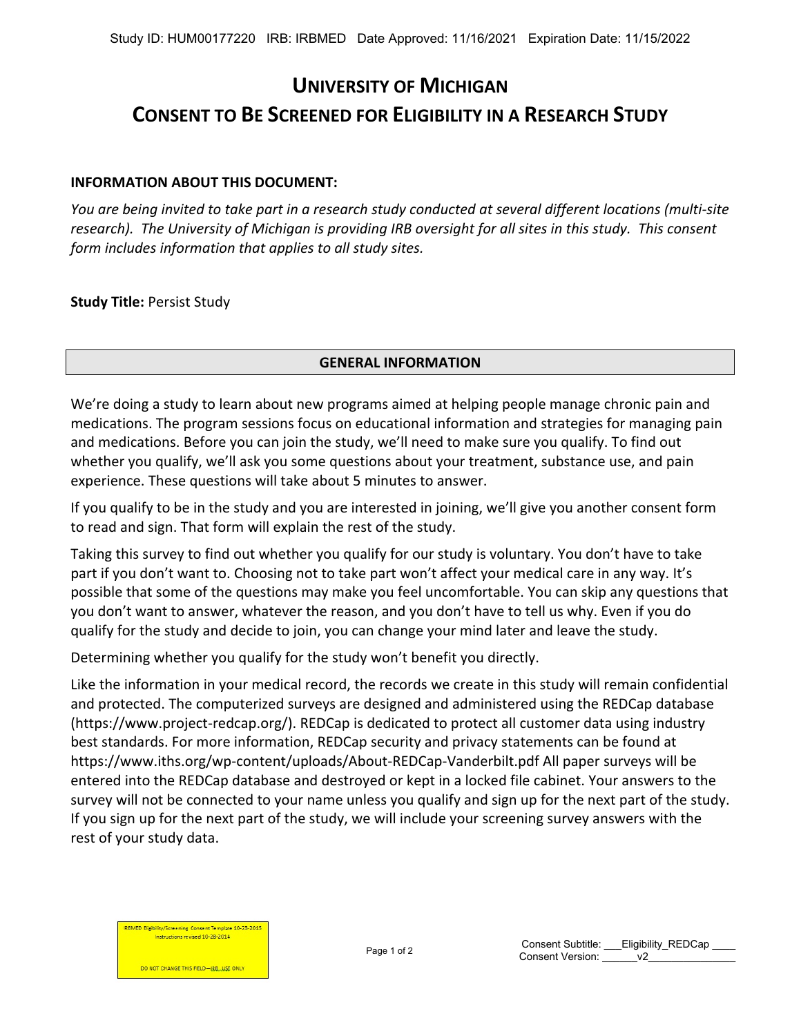Study ID: HUM00177220 IRB: IRBMED Date Approved: 11/16/2021 Expiration Date: 11/15/2022

# UNIVERSITY OF MICHIGAN
# CONSENT TO BE SCREENED FOR ELIGIBILITY IN A RESEARCH STUDY

**INFORMATION ABOUT THIS DOCUMENT:**

*You are being invited to take part in a research study conducted at several different locations (multi-site research). The University of Michigan is providing IRB oversight for all sites in this study. This consent form includes information that applies to all study sites.*

**Study Title:** Persist Study

## GENERAL INFORMATION

We're doing a study to learn about new programs aimed at helping people manage chronic pain and medications. The program sessions focus on educational information and strategies for managing pain and medications. Before you can join the study, we'll need to make sure you qualify. To find out whether you qualify, we'll ask you some questions about your treatment, substance use, and pain experience. These questions will take about 5 minutes to answer.

If you qualify to be in the study and you are interested in joining, we'll give you another consent form to read and sign. That form will explain the rest of the study.

Taking this survey to find out whether you qualify for our study is voluntary. You don't have to take part if you don't want to. Choosing not to take part won't affect your medical care in any way. It's possible that some of the questions may make you feel uncomfortable. You can skip any questions that you don't want to answer, whatever the reason, and you don't have to tell us why. Even if you do qualify for the study and decide to join, you can change your mind later and leave the study.

Determining whether you qualify for the study won't benefit you directly.

Like the information in your medical record, the records we create in this study will remain confidential and protected. The computerized surveys are designed and administered using the REDCap database (https://www.project-redcap.org/). REDCap is dedicated to protect all customer data using industry best standards. For more information, REDCap security and privacy statements can be found at https://www.iths.org/wp-content/uploads/About-REDCap-Vanderbilt.pdf All paper surveys will be entered into the REDCap database and destroyed or kept in a locked file cabinet. Your answers to the survey will not be connected to your name unless you qualify and sign up for the next part of the study. If you sign up for the next part of the study, we will include your screening survey answers with the rest of your study data.

IRBMED Eligibility/Screening Consent Template 10-23-2015
Instructions revised 10-28-2014

DO NOT CHANGE THIS FIELD—IRB USE ONLY

Consent Subtitle: Eligibility_REDCap
Consent Version: v2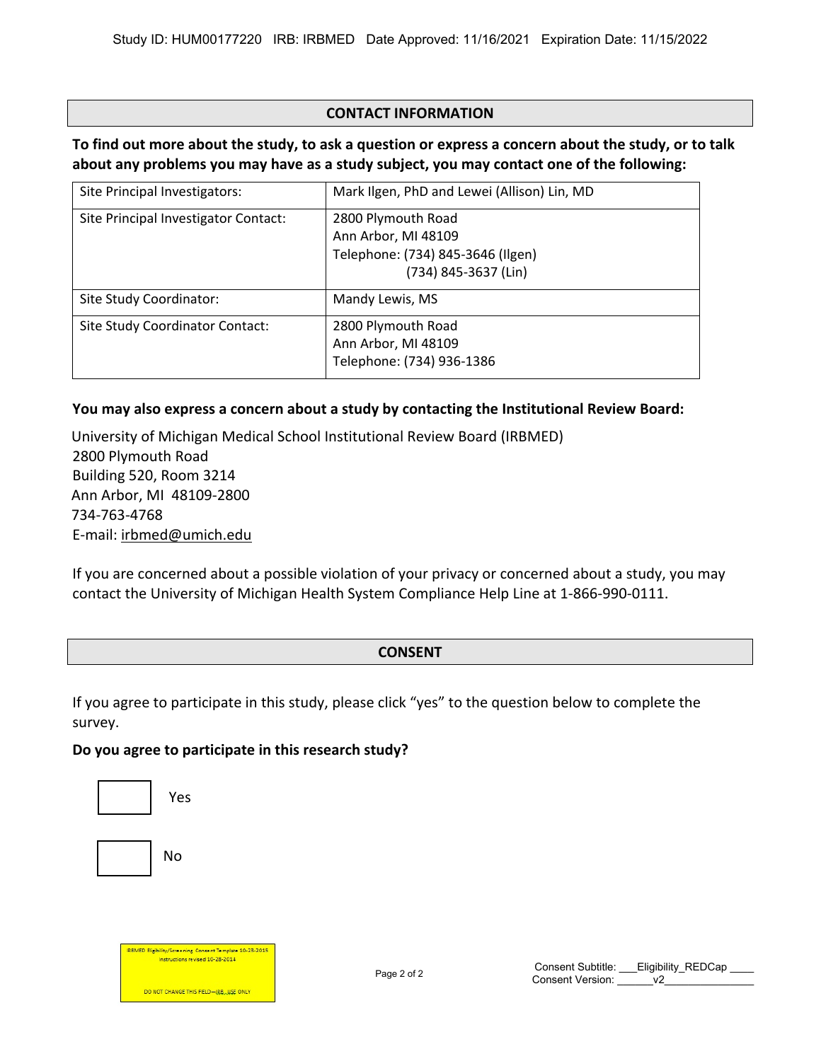## CONTACT INFORMATION

**To find out more about the study, to ask a question or express a concern about the study, or to talk about any problems you may have as a study subject, you may contact one of the following:**

| | |
|---|---|
| Site Principal Investigators: | Mark Ilgen, PhD and Lewei (Allison) Lin, MD |
| Site Principal Investigator Contact: | 2800 Plymouth Road<br>Ann Arbor, MI 48109<br>Telephone: (734) 845-3646 (Ilgen)<br>(734) 845-3637 (Lin) |
| Site Study Coordinator: | Mandy Lewis, MS |
| Site Study Coordinator Contact: | 2800 Plymouth Road<br>Ann Arbor, MI 48109<br>Telephone: (734) 936-1386 |

**You may also express a concern about a study by contacting the Institutional Review Board:**

University of Michigan Medical School Institutional Review Board (IRBMED)
2800 Plymouth Road
Building 520, Room 3214
Ann Arbor, MI 48109-2800
734-763-4768
E-mail: irbmed@umich.edu

If you are concerned about a possible violation of your privacy or concerned about a study, you may contact the University of Michigan Health System Compliance Help Line at 1-866-990-0111.

## CONSENT

If you agree to participate in this study, please click "yes" to the question below to complete the survey.

**Do you agree to participate in this research study?**

☐ Yes

☐ No

IRBMED Eligibility/Screening Consent Template 10-23-2015
Instructions revised 10-28-2014

DO NOT CHANGE THIS FIELD—IRB USE ONLY

Consent Subtitle: Eligibility_REDCap
Consent Version: v2